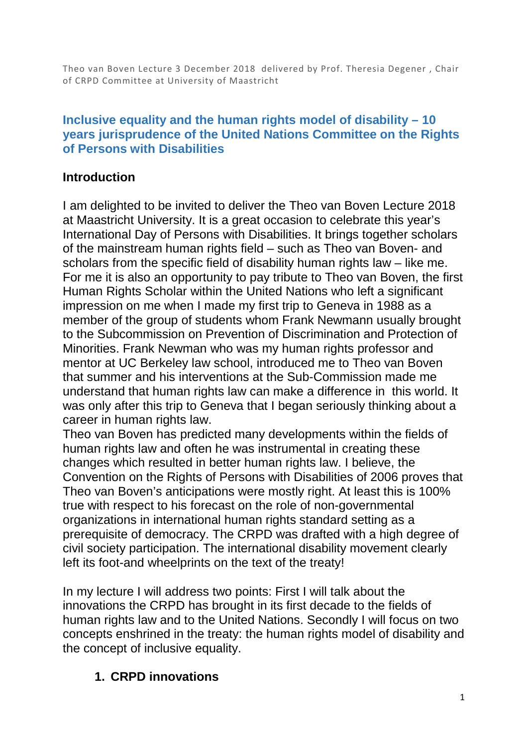Theo van Boven Lecture 3 December 2018 delivered by Prof. Theresia Degener , Chair of CRPD Committee at University of Maastricht

# Inclusive equality and the human rights model of disability – 10 years jurisprudence of the United Nations Committee on the Rights of Persons with Disabilities

## Introduction

I am delighted to be invited to deliver the Theo van Boven Lecture 2018 at Maastricht University. It is a great occasion to celebrate this year's International Day of Persons with Disabilities. It brings together scholars of the mainstream human rights field – such as Theo van Boven- and scholars from the specific field of disability human rights law – like me. For me it is also an opportunity to pay tribute to Theo van Boven, the first Human Rights Scholar within the United Nations who left a significant impression on me when I made my first trip to Geneva in 1988 as a member of the group of students whom Frank Newmann usually brought to the Subcommission on Prevention of Discrimination and Protection of Minorities. Frank Newman who was my human rights professor and mentor at UC Berkeley law school, introduced me to Theo van Boven that summer and his interventions at the Sub-Commission made me understand that human rights law can make a difference in this world. It was only after this trip to Geneva that I began seriously thinking about a career in human rights law.
Theo van Boven has predicted many developments within the fields of human rights law and often he was instrumental in creating these changes which resulted in better human rights law. I believe, the Convention on the Rights of Persons with Disabilities of 2006 proves that Theo van Boven's anticipations were mostly right. At least this is 100% true with respect to his forecast on the role of non-governmental organizations in international human rights standard setting as a prerequisite of democracy. The CRPD was drafted with a high degree of civil society participation. The international disability movement clearly left its foot-and wheelprints on the text of the treaty!

In my lecture I will address two points: First I will talk about the innovations the CRPD has brought in its first decade to the fields of human rights law and to the United Nations. Secondly I will focus on two concepts enshrined in the treaty: the human rights model of disability and the concept of inclusive equality.

## 1. CRPD innovations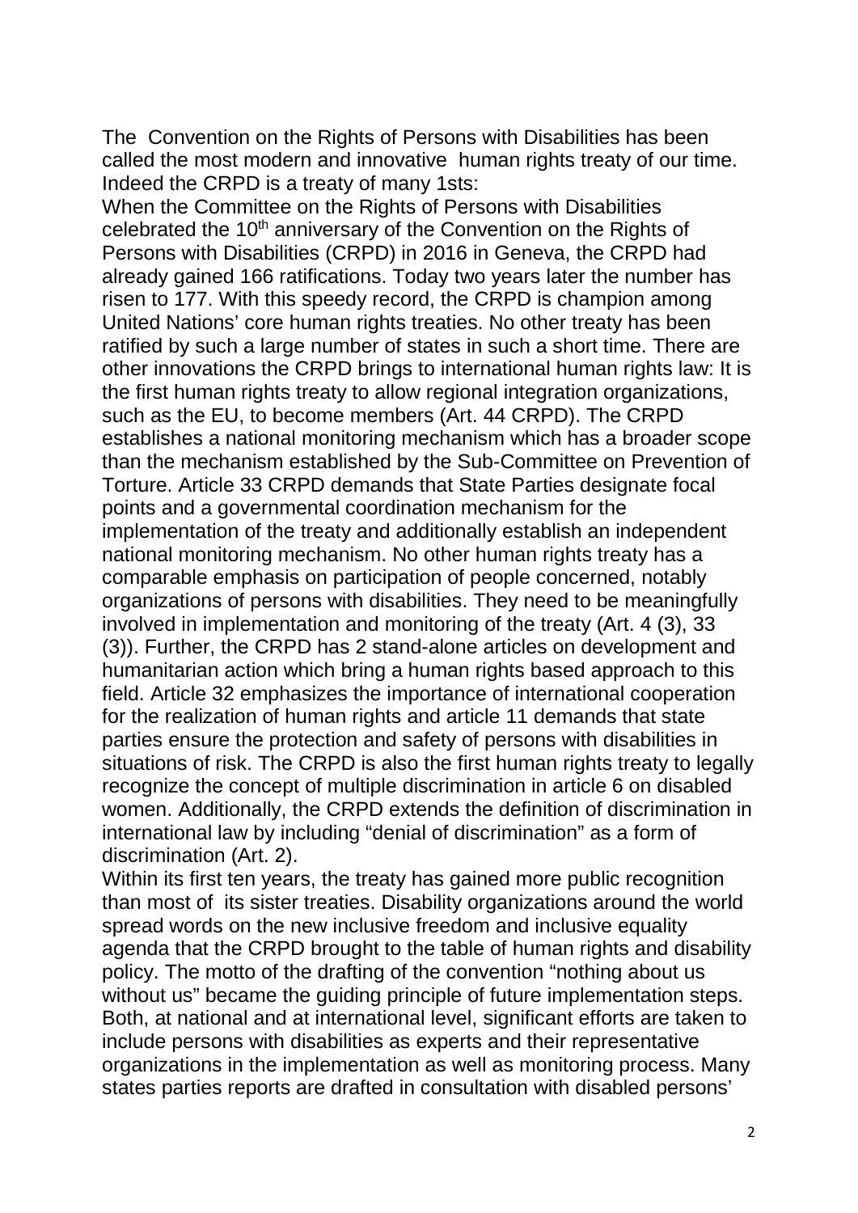The  Convention on the Rights of Persons with Disabilities has been called the most modern and innovative  human rights treaty of our time. Indeed the CRPD is a treaty of many 1sts:

When the Committee on the Rights of Persons with Disabilities celebrated the 10th anniversary of the Convention on the Rights of Persons with Disabilities (CRPD) in 2016 in Geneva, the CRPD had already gained 166 ratifications. Today two years later the number has risen to 177. With this speedy record, the CRPD is champion among United Nations' core human rights treaties. No other treaty has been ratified by such a large number of states in such a short time. There are other innovations the CRPD brings to international human rights law: It is the first human rights treaty to allow regional integration organizations, such as the EU, to become members (Art. 44 CRPD). The CRPD establishes a national monitoring mechanism which has a broader scope than the mechanism established by the Sub-Committee on Prevention of Torture. Article 33 CRPD demands that State Parties designate focal points and a governmental coordination mechanism for the implementation of the treaty and additionally establish an independent national monitoring mechanism. No other human rights treaty has a comparable emphasis on participation of people concerned, notably organizations of persons with disabilities. They need to be meaningfully involved in implementation and monitoring of the treaty (Art. 4 (3), 33 (3)). Further, the CRPD has 2 stand-alone articles on development and humanitarian action which bring a human rights based approach to this field. Article 32 emphasizes the importance of international cooperation for the realization of human rights and article 11 demands that state parties ensure the protection and safety of persons with disabilities in situations of risk. The CRPD is also the first human rights treaty to legally recognize the concept of multiple discrimination in article 6 on disabled women. Additionally, the CRPD extends the definition of discrimination in international law by including "denial of discrimination" as a form of discrimination (Art. 2).

Within its first ten years, the treaty has gained more public recognition than most of  its sister treaties. Disability organizations around the world spread words on the new inclusive freedom and inclusive equality agenda that the CRPD brought to the table of human rights and disability policy. The motto of the drafting of the convention "nothing about us without us" became the guiding principle of future implementation steps. Both, at national and at international level, significant efforts are taken to include persons with disabilities as experts and their representative organizations in the implementation as well as monitoring process. Many states parties reports are drafted in consultation with disabled persons'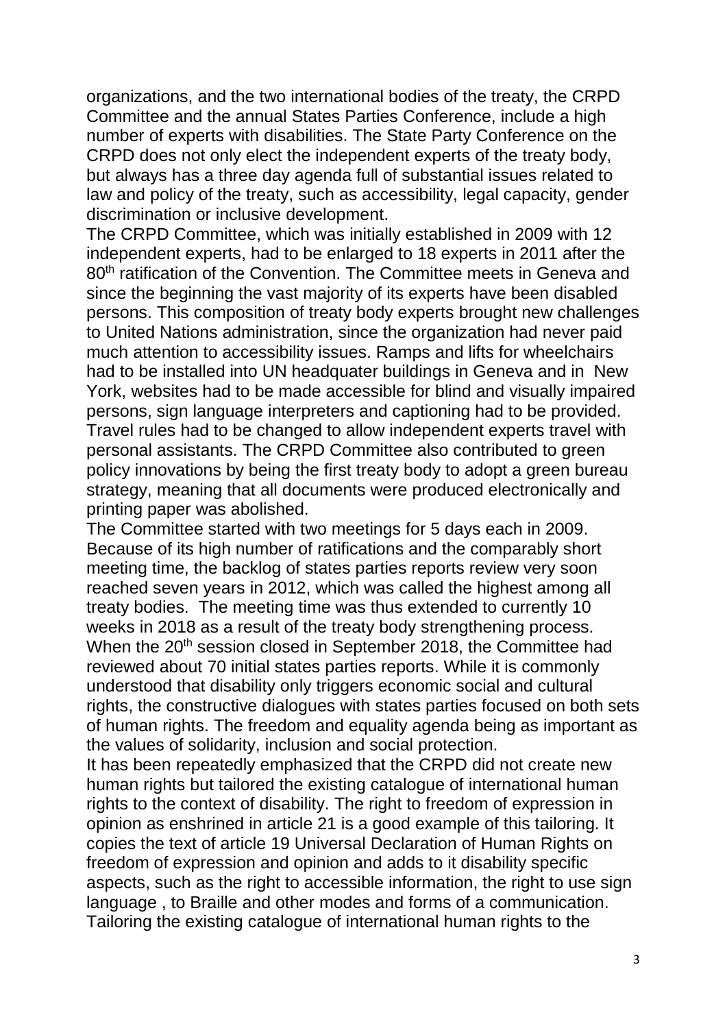organizations, and the two international bodies of the treaty, the CRPD Committee and the annual States Parties Conference, include a high number of experts with disabilities. The State Party Conference on the CRPD does not only elect the independent experts of the treaty body, but always has a three day agenda full of substantial issues related to law and policy of the treaty, such as accessibility, legal capacity, gender discrimination or inclusive development.

The CRPD Committee, which was initially established in 2009 with 12 independent experts, had to be enlarged to 18 experts in 2011 after the 80th ratification of the Convention. The Committee meets in Geneva and since the beginning the vast majority of its experts have been disabled persons. This composition of treaty body experts brought new challenges to United Nations administration, since the organization had never paid much attention to accessibility issues. Ramps and lifts for wheelchairs had to be installed into UN headquater buildings in Geneva and in New York, websites had to be made accessible for blind and visually impaired persons, sign language interpreters and captioning had to be provided. Travel rules had to be changed to allow independent experts travel with personal assistants. The CRPD Committee also contributed to green policy innovations by being the first treaty body to adopt a green bureau strategy, meaning that all documents were produced electronically and printing paper was abolished.

The Committee started with two meetings for 5 days each in 2009. Because of its high number of ratifications and the comparably short meeting time, the backlog of states parties reports review very soon reached seven years in 2012, which was called the highest among all treaty bodies. The meeting time was thus extended to currently 10 weeks in 2018 as a result of the treaty body strengthening process. When the 20th session closed in September 2018, the Committee had reviewed about 70 initial states parties reports. While it is commonly understood that disability only triggers economic social and cultural rights, the constructive dialogues with states parties focused on both sets of human rights. The freedom and equality agenda being as important as the values of solidarity, inclusion and social protection.

It has been repeatedly emphasized that the CRPD did not create new human rights but tailored the existing catalogue of international human rights to the context of disability. The right to freedom of expression in opinion as enshrined in article 21 is a good example of this tailoring. It copies the text of article 19 Universal Declaration of Human Rights on freedom of expression and opinion and adds to it disability specific aspects, such as the right to accessible information, the right to use sign language , to Braille and other modes and forms of a communication. Tailoring the existing catalogue of international human rights to the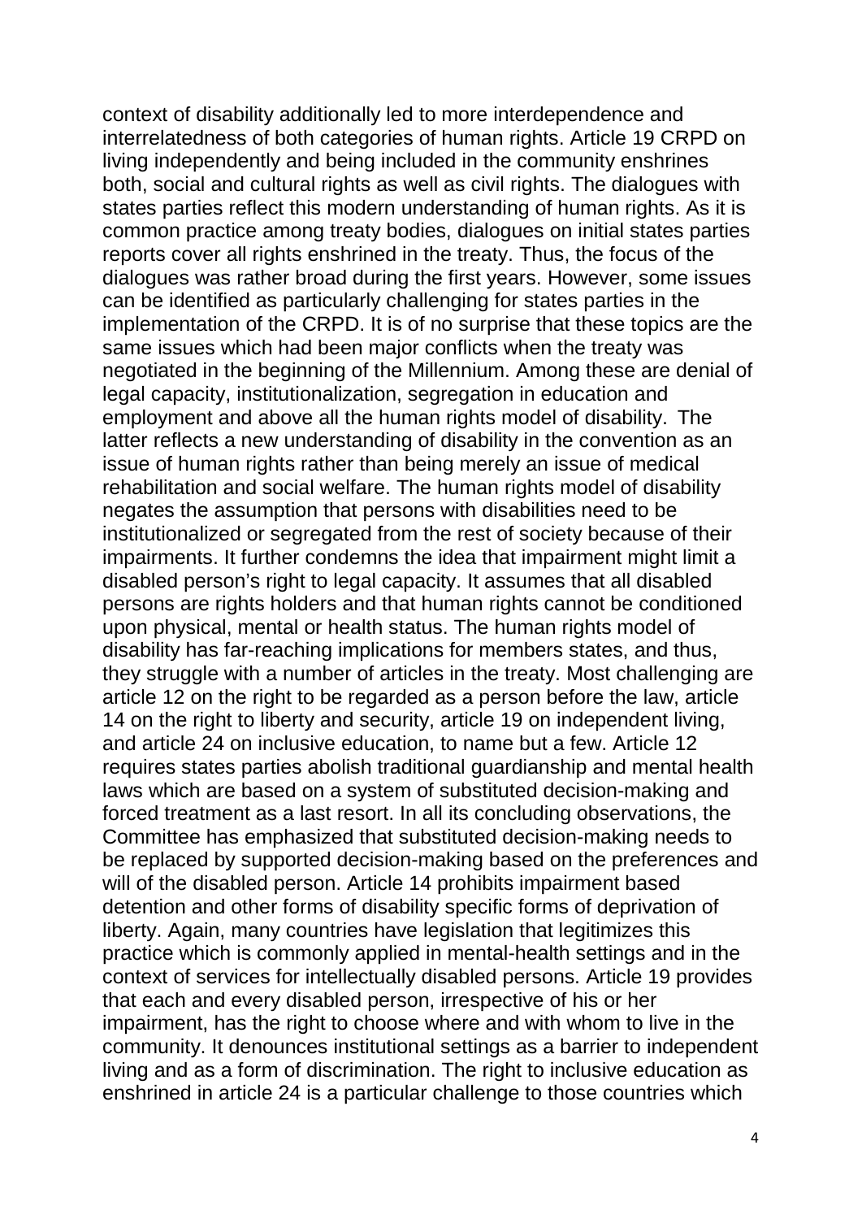context of disability additionally led to more interdependence and interrelatedness of both categories of human rights. Article 19 CRPD on living independently and being included in the community enshrines both, social and cultural rights as well as civil rights. The dialogues with states parties reflect this modern understanding of human rights. As it is common practice among treaty bodies, dialogues on initial states parties reports cover all rights enshrined in the treaty. Thus, the focus of the dialogues was rather broad during the first years. However, some issues can be identified as particularly challenging for states parties in the implementation of the CRPD. It is of no surprise that these topics are the same issues which had been major conflicts when the treaty was negotiated in the beginning of the Millennium. Among these are denial of legal capacity, institutionalization, segregation in education and employment and above all the human rights model of disability. The latter reflects a new understanding of disability in the convention as an issue of human rights rather than being merely an issue of medical rehabilitation and social welfare. The human rights model of disability negates the assumption that persons with disabilities need to be institutionalized or segregated from the rest of society because of their impairments. It further condemns the idea that impairment might limit a disabled person's right to legal capacity. It assumes that all disabled persons are rights holders and that human rights cannot be conditioned upon physical, mental or health status. The human rights model of disability has far-reaching implications for members states, and thus, they struggle with a number of articles in the treaty. Most challenging are article 12 on the right to be regarded as a person before the law, article 14 on the right to liberty and security, article 19 on independent living, and article 24 on inclusive education, to name but a few. Article 12 requires states parties abolish traditional guardianship and mental health laws which are based on a system of substituted decision-making and forced treatment as a last resort. In all its concluding observations, the Committee has emphasized that substituted decision-making needs to be replaced by supported decision-making based on the preferences and will of the disabled person. Article 14 prohibits impairment based detention and other forms of disability specific forms of deprivation of liberty. Again, many countries have legislation that legitimizes this practice which is commonly applied in mental-health settings and in the context of services for intellectually disabled persons. Article 19 provides that each and every disabled person, irrespective of his or her impairment, has the right to choose where and with whom to live in the community. It denounces institutional settings as a barrier to independent living and as a form of discrimination. The right to inclusive education as enshrined in article 24 is a particular challenge to those countries which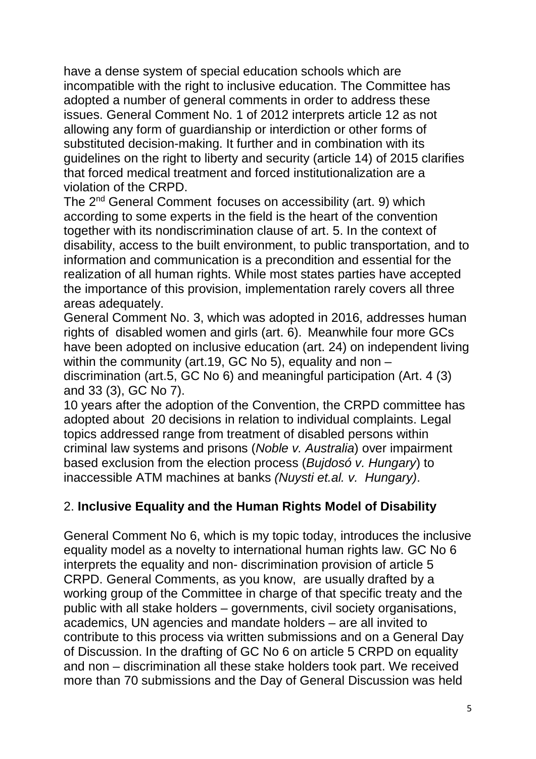have a dense system of special education schools which are incompatible with the right to inclusive education. The Committee has adopted a number of general comments in order to address these issues. General Comment No. 1 of 2012 interprets article 12 as not allowing any form of guardianship or interdiction or other forms of substituted decision-making. It further and in combination with its guidelines on the right to liberty and security (article 14) of 2015 clarifies that forced medical treatment and forced institutionalization are a violation of the CRPD.

The 2nd General Comment focuses on accessibility (art. 9) which according to some experts in the field is the heart of the convention together with its nondiscrimination clause of art. 5. In the context of disability, access to the built environment, to public transportation, and to information and communication is a precondition and essential for the realization of all human rights. While most states parties have accepted the importance of this provision, implementation rarely covers all three areas adequately.

General Comment No. 3, which was adopted in 2016, addresses human rights of disabled women and girls (art. 6). Meanwhile four more GCs have been adopted on inclusive education (art. 24) on independent living within the community (art.19, GC No 5), equality and non – discrimination (art.5, GC No 6) and meaningful participation (Art. 4 (3) and 33 (3), GC No 7).

10 years after the adoption of the Convention, the CRPD committee has adopted about 20 decisions in relation to individual complaints. Legal topics addressed range from treatment of disabled persons within criminal law systems and prisons (*Noble v. Australia*) over impairment based exclusion from the election process (*Bujdosó v. Hungary*) to inaccessible ATM machines at banks *(Nuysti et.al. v. Hungary)*.

## 2. **Inclusive Equality and the Human Rights Model of Disability**

General Comment No 6, which is my topic today, introduces the inclusive equality model as a novelty to international human rights law. GC No 6 interprets the equality and non- discrimination provision of article 5 CRPD. General Comments, as you know, are usually drafted by a working group of the Committee in charge of that specific treaty and the public with all stake holders – governments, civil society organisations, academics, UN agencies and mandate holders – are all invited to contribute to this process via written submissions and on a General Day of Discussion. In the drafting of GC No 6 on article 5 CRPD on equality and non – discrimination all these stake holders took part. We received more than 70 submissions and the Day of General Discussion was held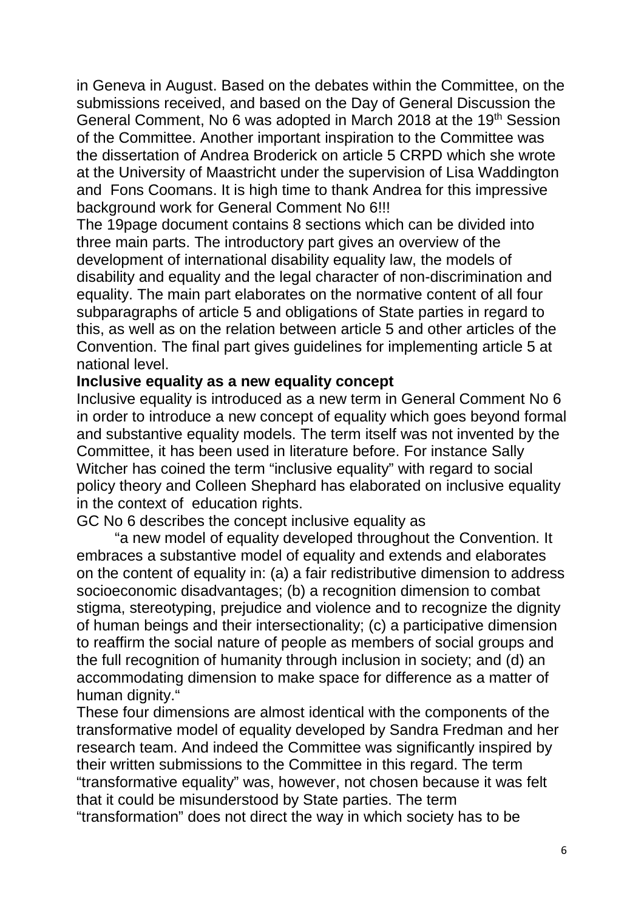in Geneva in August. Based on the debates within the Committee, on the submissions received, and based on the Day of General Discussion the General Comment, No 6 was adopted in March 2018 at the 19th Session of the Committee. Another important inspiration to the Committee was the dissertation of Andrea Broderick on article 5 CRPD which she wrote at the University of Maastricht under the supervision of Lisa Waddington and Fons Coomans. It is high time to thank Andrea for this impressive background work for General Comment No 6!!!

The 19page document contains 8 sections which can be divided into three main parts. The introductory part gives an overview of the development of international disability equality law, the models of disability and equality and the legal character of non-discrimination and equality. The main part elaborates on the normative content of all four subparagraphs of article 5 and obligations of State parties in regard to this, as well as on the relation between article 5 and other articles of the Convention. The final part gives guidelines for implementing article 5 at national level.

**Inclusive equality as a new equality concept**

Inclusive equality is introduced as a new term in General Comment No 6 in order to introduce a new concept of equality which goes beyond formal and substantive equality models. The term itself was not invented by the Committee, it has been used in literature before. For instance Sally Witcher has coined the term "inclusive equality" with regard to social policy theory and Colleen Shephard has elaborated on inclusive equality in the context of education rights.

GC No 6 describes the concept inclusive equality as

> "a new model of equality developed throughout the Convention. It embraces a substantive model of equality and extends and elaborates on the content of equality in: (a) a fair redistributive dimension to address socioeconomic disadvantages; (b) a recognition dimension to combat stigma, stereotyping, prejudice and violence and to recognize the dignity of human beings and their intersectionality; (c) a participative dimension to reaffirm the social nature of people as members of social groups and the full recognition of humanity through inclusion in society; and (d) an accommodating dimension to make space for difference as a matter of human dignity."

These four dimensions are almost identical with the components of the transformative model of equality developed by Sandra Fredman and her research team. And indeed the Committee was significantly inspired by their written submissions to the Committee in this regard. The term "transformative equality" was, however, not chosen because it was felt that it could be misunderstood by State parties. The term "transformation" does not direct the way in which society has to be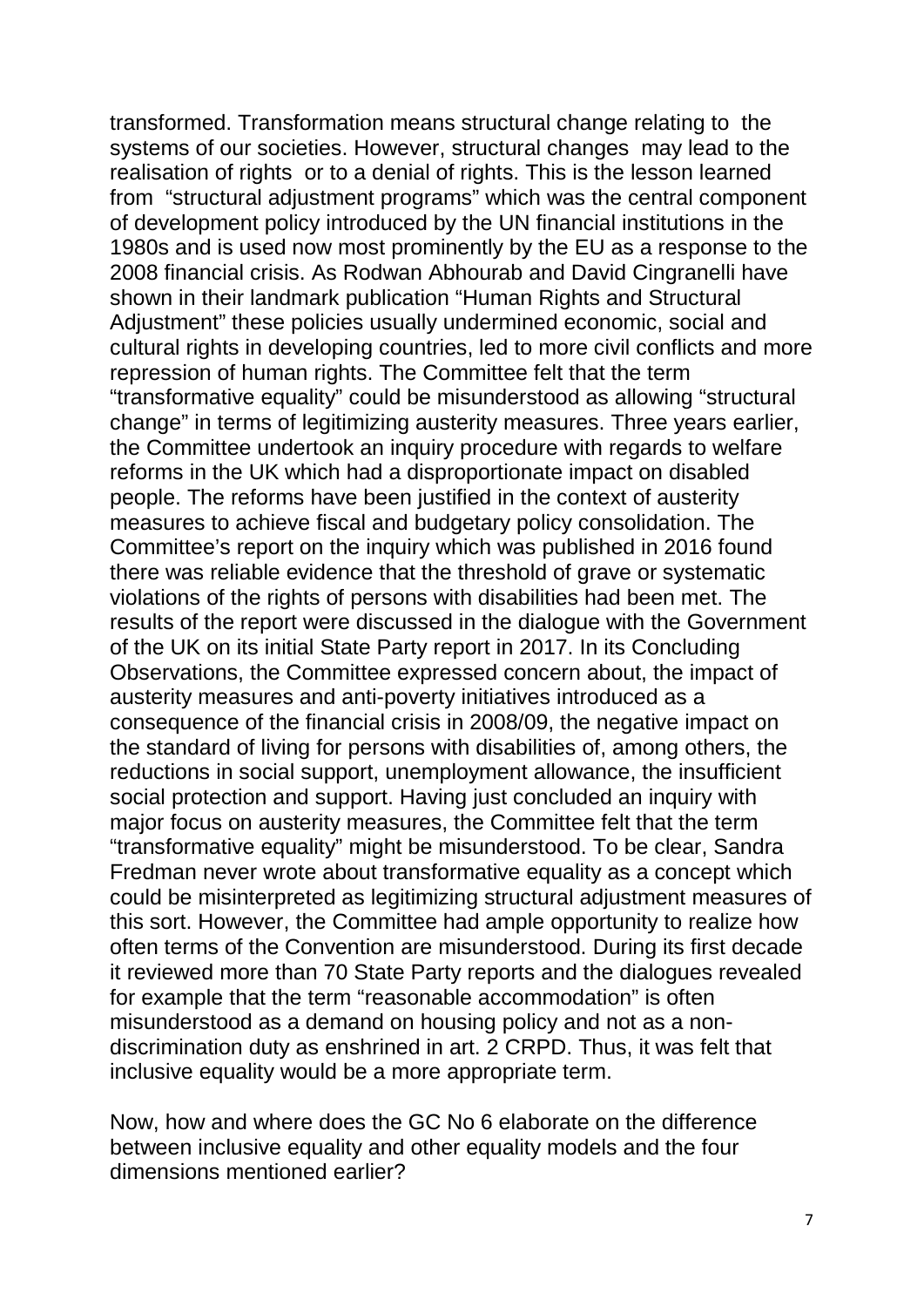transformed. Transformation means structural change relating to the systems of our societies. However, structural changes may lead to the realisation of rights or to a denial of rights. This is the lesson learned from "structural adjustment programs" which was the central component of development policy introduced by the UN financial institutions in the 1980s and is used now most prominently by the EU as a response to the 2008 financial crisis. As Rodwan Abhourab and David Cingranelli have shown in their landmark publication "Human Rights and Structural Adjustment" these policies usually undermined economic, social and cultural rights in developing countries, led to more civil conflicts and more repression of human rights. The Committee felt that the term "transformative equality" could be misunderstood as allowing "structural change" in terms of legitimizing austerity measures. Three years earlier, the Committee undertook an inquiry procedure with regards to welfare reforms in the UK which had a disproportionate impact on disabled people. The reforms have been justified in the context of austerity measures to achieve fiscal and budgetary policy consolidation. The Committee's report on the inquiry which was published in 2016 found there was reliable evidence that the threshold of grave or systematic violations of the rights of persons with disabilities had been met. The results of the report were discussed in the dialogue with the Government of the UK on its initial State Party report in 2017. In its Concluding Observations, the Committee expressed concern about, the impact of austerity measures and anti-poverty initiatives introduced as a consequence of the financial crisis in 2008/09, the negative impact on the standard of living for persons with disabilities of, among others, the reductions in social support, unemployment allowance, the insufficient social protection and support. Having just concluded an inquiry with major focus on austerity measures, the Committee felt that the term "transformative equality" might be misunderstood. To be clear, Sandra Fredman never wrote about transformative equality as a concept which could be misinterpreted as legitimizing structural adjustment measures of this sort. However, the Committee had ample opportunity to realize how often terms of the Convention are misunderstood. During its first decade it reviewed more than 70 State Party reports and the dialogues revealed for example that the term "reasonable accommodation" is often misunderstood as a demand on housing policy and not as a non-discrimination duty as enshrined in art. 2 CRPD. Thus, it was felt that inclusive equality would be a more appropriate term.

Now, how and where does the GC No 6 elaborate on the difference between inclusive equality and other equality models and the four dimensions mentioned earlier?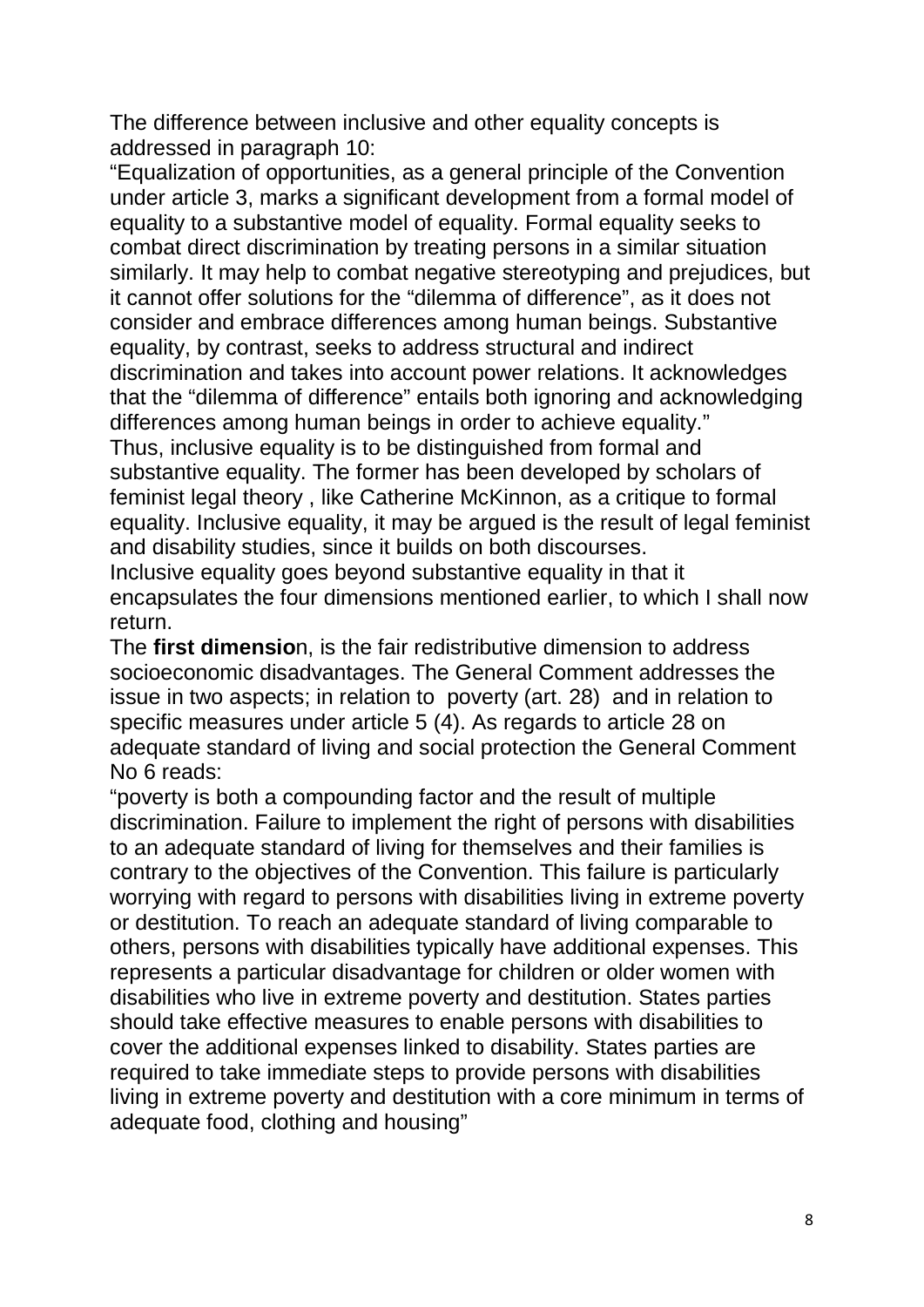The difference between inclusive and other equality concepts is addressed in paragraph 10:

"Equalization of opportunities, as a general principle of the Convention under article 3, marks a significant development from a formal model of equality to a substantive model of equality. Formal equality seeks to combat direct discrimination by treating persons in a similar situation similarly. It may help to combat negative stereotyping and prejudices, but it cannot offer solutions for the "dilemma of difference", as it does not consider and embrace differences among human beings. Substantive equality, by contrast, seeks to address structural and indirect discrimination and takes into account power relations. It acknowledges that the "dilemma of difference" entails both ignoring and acknowledging differences among human beings in order to achieve equality."

Thus, inclusive equality is to be distinguished from formal and substantive equality. The former has been developed by scholars of feminist legal theory , like Catherine McKinnon, as a critique to formal equality. Inclusive equality, it may be argued is the result of legal feminist and disability studies, since it builds on both discourses.

Inclusive equality goes beyond substantive equality in that it encapsulates the four dimensions mentioned earlier, to which I shall now return.

The **first dimensio**n, is the fair redistributive dimension to address socioeconomic disadvantages. The General Comment addresses the issue in two aspects; in relation to poverty (art. 28) and in relation to specific measures under article 5 (4). As regards to article 28 on adequate standard of living and social protection the General Comment No 6 reads:

"poverty is both a compounding factor and the result of multiple discrimination. Failure to implement the right of persons with disabilities to an adequate standard of living for themselves and their families is contrary to the objectives of the Convention. This failure is particularly worrying with regard to persons with disabilities living in extreme poverty or destitution. To reach an adequate standard of living comparable to others, persons with disabilities typically have additional expenses. This represents a particular disadvantage for children or older women with disabilities who live in extreme poverty and destitution. States parties should take effective measures to enable persons with disabilities to cover the additional expenses linked to disability. States parties are required to take immediate steps to provide persons with disabilities living in extreme poverty and destitution with a core minimum in terms of adequate food, clothing and housing"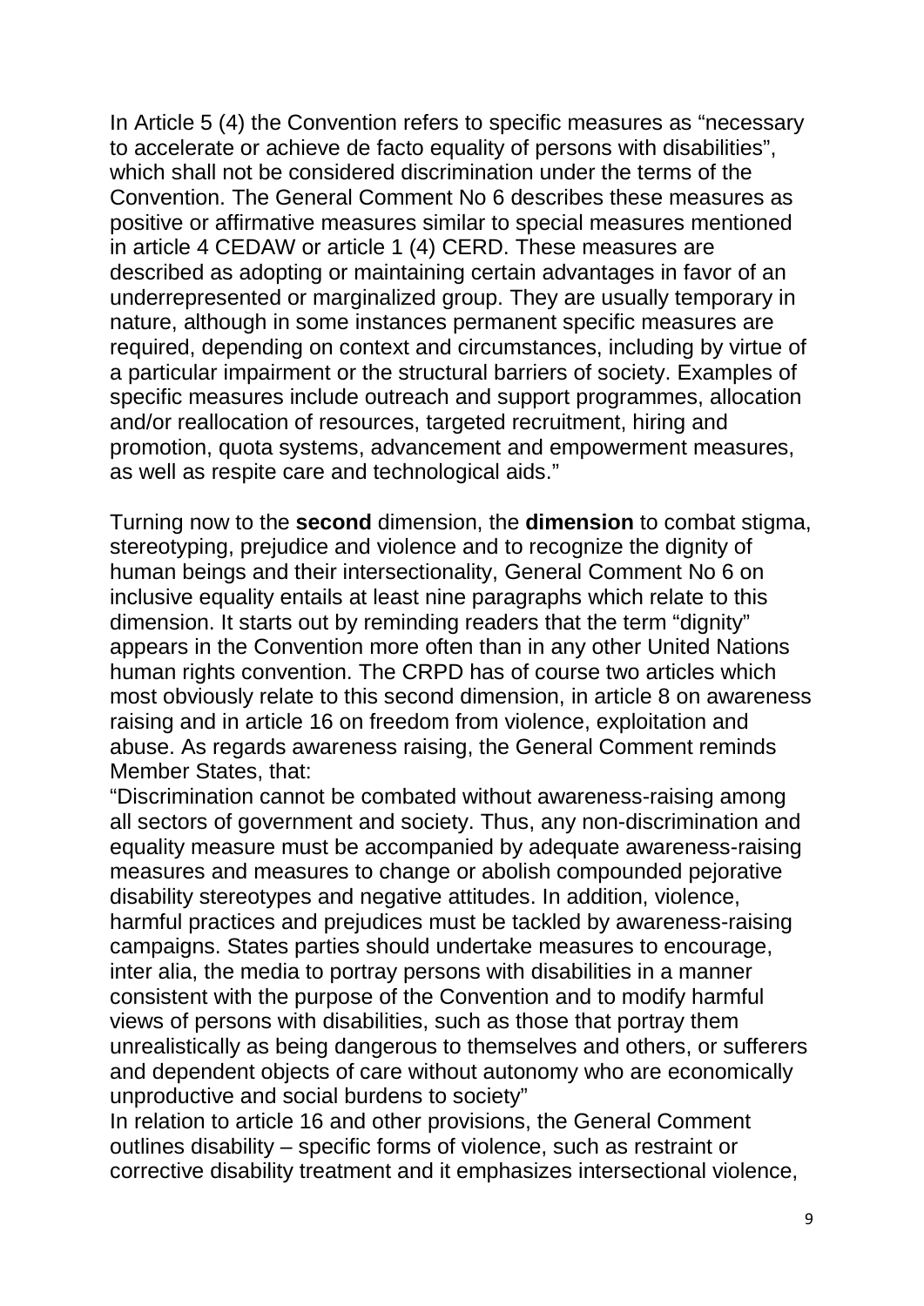In Article 5 (4) the Convention refers to specific measures as "necessary to accelerate or achieve de facto equality of persons with disabilities", which shall not be considered discrimination under the terms of the Convention. The General Comment No 6 describes these measures as positive or affirmative measures similar to special measures mentioned in article 4 CEDAW or article 1 (4) CERD. These measures are described as adopting or maintaining certain advantages in favor of an underrepresented or marginalized group. They are usually temporary in nature, although in some instances permanent specific measures are required, depending on context and circumstances, including by virtue of a particular impairment or the structural barriers of society. Examples of specific measures include outreach and support programmes, allocation and/or reallocation of resources, targeted recruitment, hiring and promotion, quota systems, advancement and empowerment measures, as well as respite care and technological aids."

Turning now to the **second** dimension, the **dimension** to combat stigma, stereotyping, prejudice and violence and to recognize the dignity of human beings and their intersectionality, General Comment No 6 on inclusive equality entails at least nine paragraphs which relate to this dimension. It starts out by reminding readers that the term "dignity" appears in the Convention more often than in any other United Nations human rights convention. The CRPD has of course two articles which most obviously relate to this second dimension, in article 8 on awareness raising and in article 16 on freedom from violence, exploitation and abuse. As regards awareness raising, the General Comment reminds Member States, that:

"Discrimination cannot be combated without awareness-raising among all sectors of government and society. Thus, any non-discrimination and equality measure must be accompanied by adequate awareness-raising measures and measures to change or abolish compounded pejorative disability stereotypes and negative attitudes. In addition, violence, harmful practices and prejudices must be tackled by awareness-raising campaigns. States parties should undertake measures to encourage, inter alia, the media to portray persons with disabilities in a manner consistent with the purpose of the Convention and to modify harmful views of persons with disabilities, such as those that portray them unrealistically as being dangerous to themselves and others, or sufferers and dependent objects of care without autonomy who are economically unproductive and social burdens to society"

In relation to article 16 and other provisions, the General Comment outlines disability – specific forms of violence, such as restraint or corrective disability treatment and it emphasizes intersectional violence,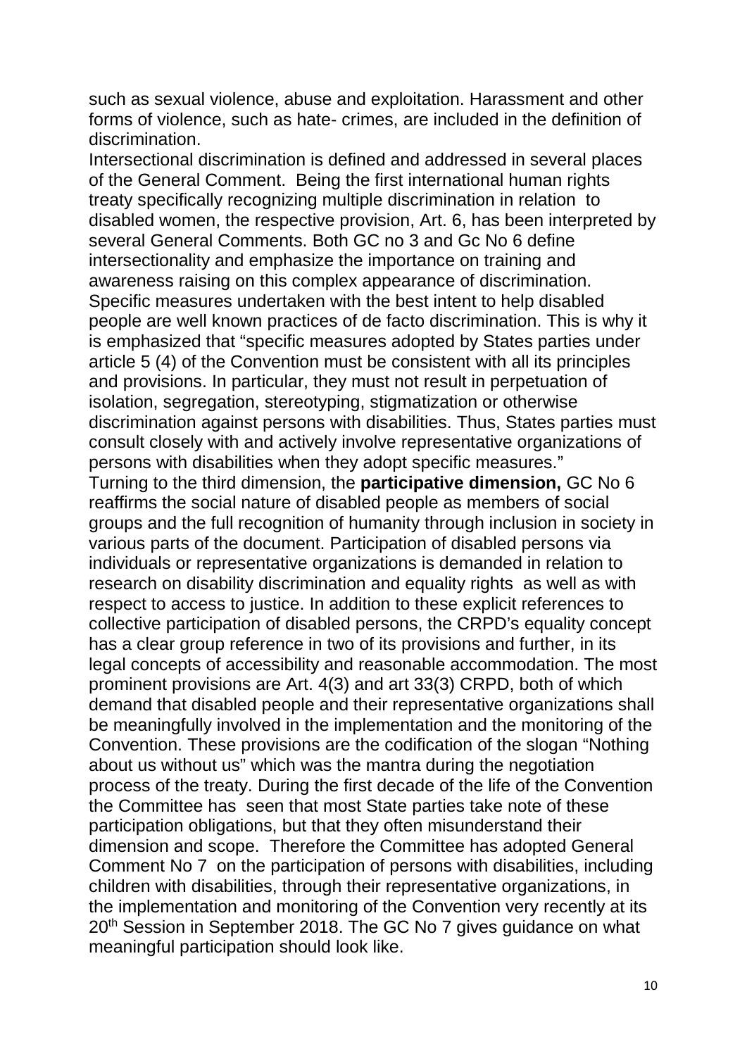such as sexual violence, abuse and exploitation. Harassment and other forms of violence, such as hate- crimes, are included in the definition of discrimination.

Intersectional discrimination is defined and addressed in several places of the General Comment. Being the first international human rights treaty specifically recognizing multiple discrimination in relation to disabled women, the respective provision, Art. 6, has been interpreted by several General Comments. Both GC no 3 and Gc No 6 define intersectionality and emphasize the importance on training and awareness raising on this complex appearance of discrimination.

Specific measures undertaken with the best intent to help disabled people are well known practices of de facto discrimination. This is why it is emphasized that "specific measures adopted by States parties under article 5 (4) of the Convention must be consistent with all its principles and provisions. In particular, they must not result in perpetuation of isolation, segregation, stereotyping, stigmatization or otherwise discrimination against persons with disabilities. Thus, States parties must consult closely with and actively involve representative organizations of persons with disabilities when they adopt specific measures."

Turning to the third dimension, the **participative dimension,** GC No 6 reaffirms the social nature of disabled people as members of social groups and the full recognition of humanity through inclusion in society in various parts of the document. Participation of disabled persons via individuals or representative organizations is demanded in relation to research on disability discrimination and equality rights as well as with respect to access to justice. In addition to these explicit references to collective participation of disabled persons, the CRPD's equality concept has a clear group reference in two of its provisions and further, in its legal concepts of accessibility and reasonable accommodation. The most prominent provisions are Art. 4(3) and art 33(3) CRPD, both of which demand that disabled people and their representative organizations shall be meaningfully involved in the implementation and the monitoring of the Convention. These provisions are the codification of the slogan "Nothing about us without us" which was the mantra during the negotiation process of the treaty. During the first decade of the life of the Convention the Committee has seen that most State parties take note of these participation obligations, but that they often misunderstand their dimension and scope. Therefore the Committee has adopted General Comment No 7 on the participation of persons with disabilities, including children with disabilities, through their representative organizations, in the implementation and monitoring of the Convention very recently at its 20th Session in September 2018. The GC No 7 gives guidance on what meaningful participation should look like.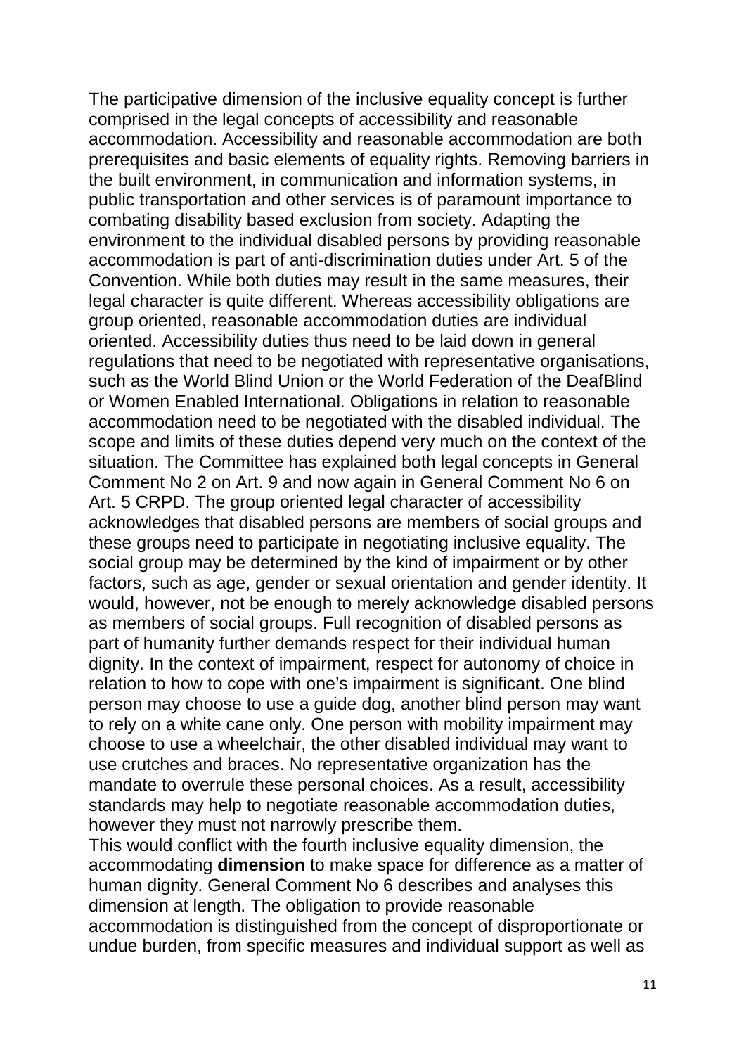The participative dimension of the inclusive equality concept is further comprised in the legal concepts of accessibility and reasonable accommodation. Accessibility and reasonable accommodation are both prerequisites and basic elements of equality rights. Removing barriers in the built environment, in communication and information systems, in public transportation and other services is of paramount importance to combating disability based exclusion from society. Adapting the environment to the individual disabled persons by providing reasonable accommodation is part of anti-discrimination duties under Art. 5 of the Convention. While both duties may result in the same measures, their legal character is quite different. Whereas accessibility obligations are group oriented, reasonable accommodation duties are individual oriented. Accessibility duties thus need to be laid down in general regulations that need to be negotiated with representative organisations, such as the World Blind Union or the World Federation of the DeafBlind or Women Enabled International. Obligations in relation to reasonable accommodation need to be negotiated with the disabled individual. The scope and limits of these duties depend very much on the context of the situation. The Committee has explained both legal concepts in General Comment No 2 on Art. 9 and now again in General Comment No 6 on Art. 5 CRPD. The group oriented legal character of accessibility acknowledges that disabled persons are members of social groups and these groups need to participate in negotiating inclusive equality. The social group may be determined by the kind of impairment or by other factors, such as age, gender or sexual orientation and gender identity. It would, however, not be enough to merely acknowledge disabled persons as members of social groups. Full recognition of disabled persons as part of humanity further demands respect for their individual human dignity. In the context of impairment, respect for autonomy of choice in relation to how to cope with one's impairment is significant. One blind person may choose to use a guide dog, another blind person may want to rely on a white cane only. One person with mobility impairment may choose to use a wheelchair, the other disabled individual may want to use crutches and braces. No representative organization has the mandate to overrule these personal choices. As a result, accessibility standards may help to negotiate reasonable accommodation duties, however they must not narrowly prescribe them.
This would conflict with the fourth inclusive equality dimension, the accommodating **dimension** to make space for difference as a matter of human dignity. General Comment No 6 describes and analyses this dimension at length. The obligation to provide reasonable accommodation is distinguished from the concept of disproportionate or undue burden, from specific measures and individual support as well as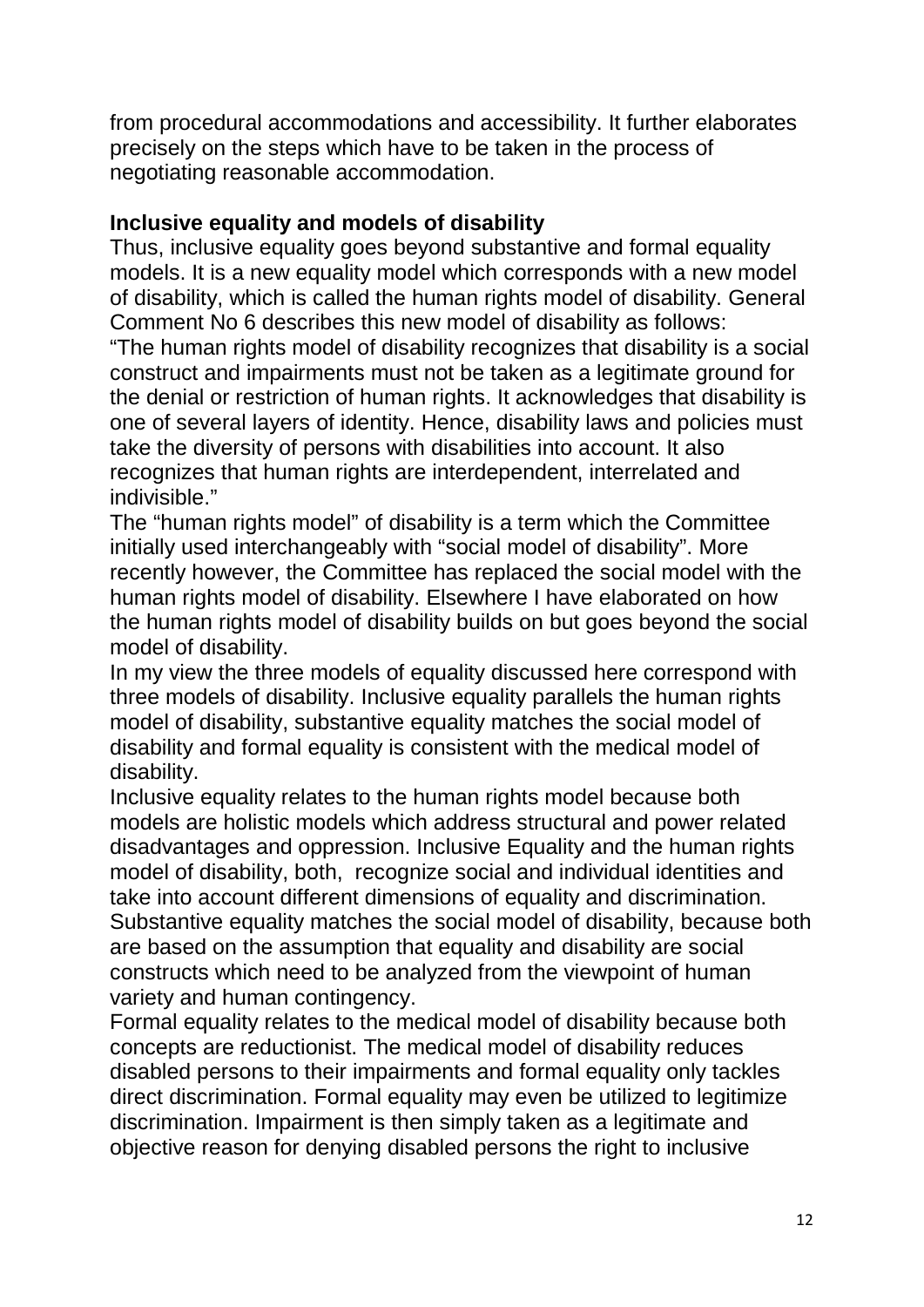from procedural accommodations and accessibility. It further elaborates precisely on the steps which have to be taken in the process of negotiating reasonable accommodation.

**Inclusive equality and models of disability**

Thus, inclusive equality goes beyond substantive and formal equality models. It is a new equality model which corresponds with a new model of disability, which is called the human rights model of disability. General Comment No 6 describes this new model of disability as follows:

"The human rights model of disability recognizes that disability is a social construct and impairments must not be taken as a legitimate ground for the denial or restriction of human rights. It acknowledges that disability is one of several layers of identity. Hence, disability laws and policies must take the diversity of persons with disabilities into account. It also recognizes that human rights are interdependent, interrelated and indivisible."

The "human rights model" of disability is a term which the Committee initially used interchangeably with "social model of disability". More recently however, the Committee has replaced the social model with the human rights model of disability. Elsewhere I have elaborated on how the human rights model of disability builds on but goes beyond the social model of disability.

In my view the three models of equality discussed here correspond with three models of disability. Inclusive equality parallels the human rights model of disability, substantive equality matches the social model of disability and formal equality is consistent with the medical model of disability.

Inclusive equality relates to the human rights model because both models are holistic models which address structural and power related disadvantages and oppression. Inclusive Equality and the human rights model of disability, both, recognize social and individual identities and take into account different dimensions of equality and discrimination.

Substantive equality matches the social model of disability, because both are based on the assumption that equality and disability are social constructs which need to be analyzed from the viewpoint of human variety and human contingency.

Formal equality relates to the medical model of disability because both concepts are reductionist. The medical model of disability reduces disabled persons to their impairments and formal equality only tackles direct discrimination. Formal equality may even be utilized to legitimize discrimination. Impairment is then simply taken as a legitimate and objective reason for denying disabled persons the right to inclusive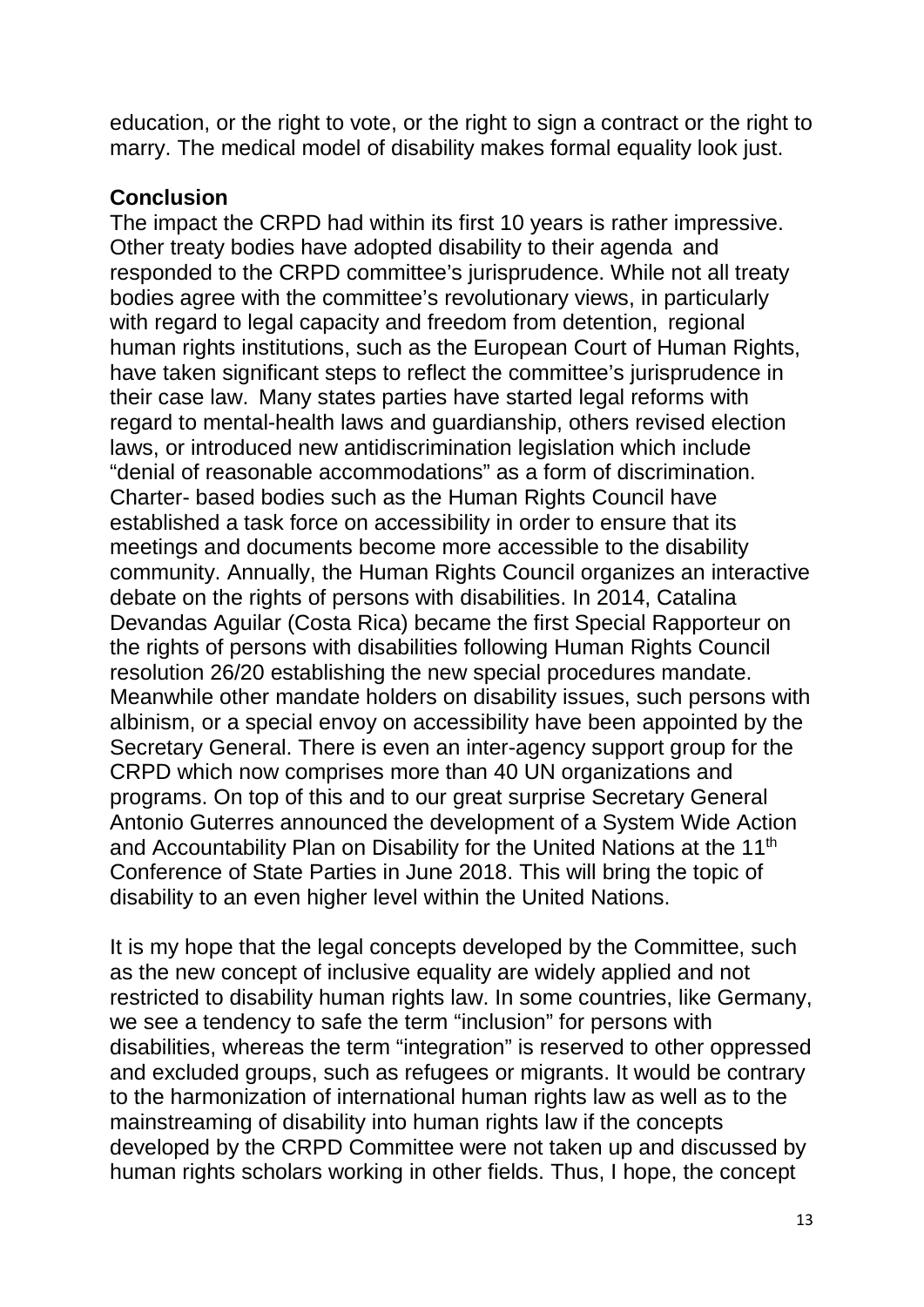education, or the right to vote, or the right to sign a contract or the right to marry. The medical model of disability makes formal equality look just.

**Conclusion**

The impact the CRPD had within its first 10 years is rather impressive. Other treaty bodies have adopted disability to their agenda and responded to the CRPD committee's jurisprudence. While not all treaty bodies agree with the committee's revolutionary views, in particularly with regard to legal capacity and freedom from detention, regional human rights institutions, such as the European Court of Human Rights, have taken significant steps to reflect the committee's jurisprudence in their case law. Many states parties have started legal reforms with regard to mental-health laws and guardianship, others revised election laws, or introduced new antidiscrimination legislation which include "denial of reasonable accommodations" as a form of discrimination. Charter- based bodies such as the Human Rights Council have established a task force on accessibility in order to ensure that its meetings and documents become more accessible to the disability community. Annually, the Human Rights Council organizes an interactive debate on the rights of persons with disabilities. In 2014, Catalina Devandas Aguilar (Costa Rica) became the first Special Rapporteur on the rights of persons with disabilities following Human Rights Council resolution 26/20 establishing the new special procedures mandate. Meanwhile other mandate holders on disability issues, such persons with albinism, or a special envoy on accessibility have been appointed by the Secretary General. There is even an inter-agency support group for the CRPD which now comprises more than 40 UN organizations and programs. On top of this and to our great surprise Secretary General Antonio Guterres announced the development of a System Wide Action and Accountability Plan on Disability for the United Nations at the 11th Conference of State Parties in June 2018. This will bring the topic of disability to an even higher level within the United Nations.

It is my hope that the legal concepts developed by the Committee, such as the new concept of inclusive equality are widely applied and not restricted to disability human rights law. In some countries, like Germany, we see a tendency to safe the term "inclusion" for persons with disabilities, whereas the term "integration" is reserved to other oppressed and excluded groups, such as refugees or migrants. It would be contrary to the harmonization of international human rights law as well as to the mainstreaming of disability into human rights law if the concepts developed by the CRPD Committee were not taken up and discussed by human rights scholars working in other fields. Thus, I hope, the concept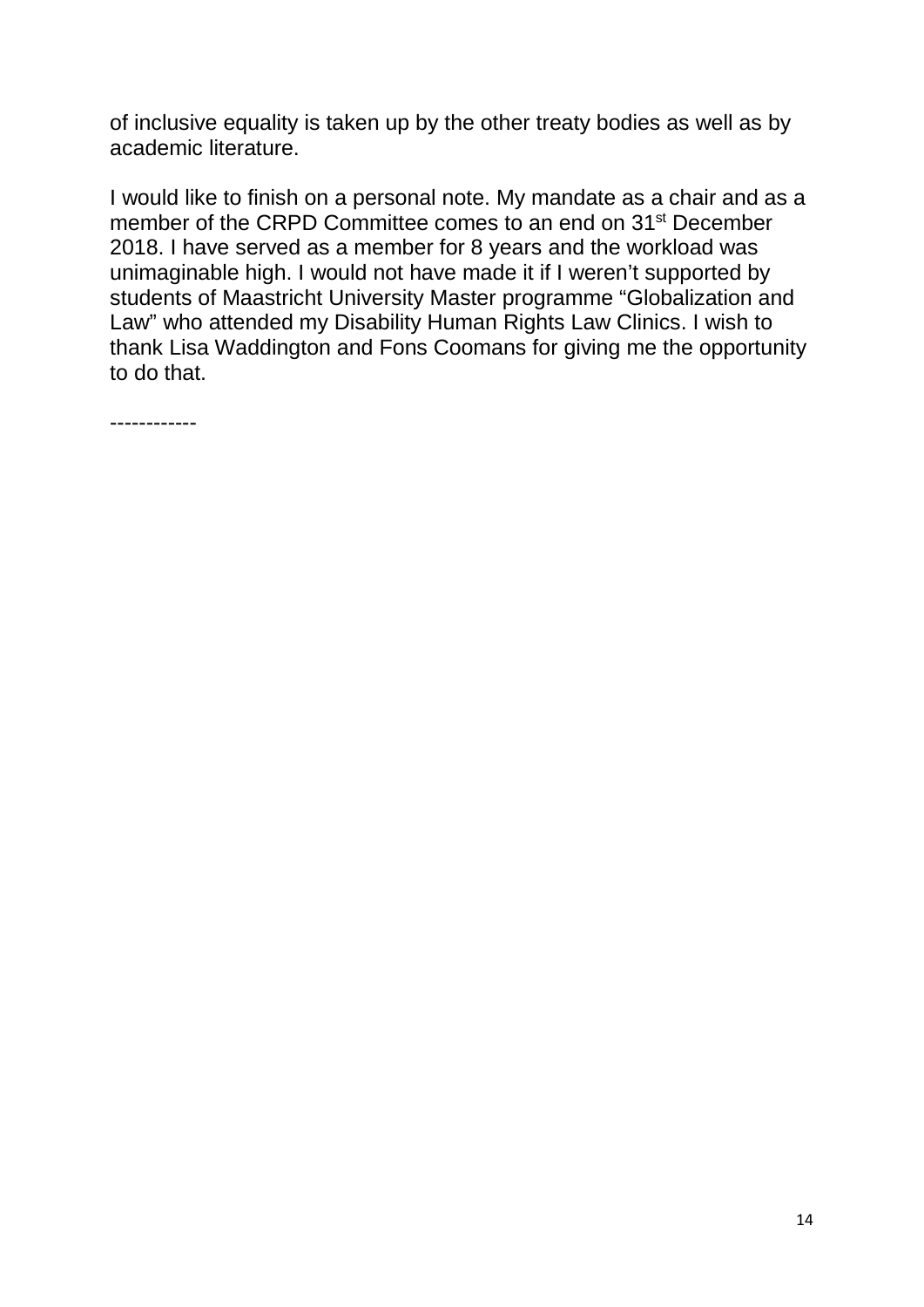of inclusive equality is taken up by the other treaty bodies as well as by academic literature.

I would like to finish on a personal note. My mandate as a chair and as a member of the CRPD Committee comes to an end on 31st December 2018. I have served as a member for 8 years and the workload was unimaginable high. I would not have made it if I weren't supported by students of Maastricht University Master programme "Globalization and Law" who attended my Disability Human Rights Law Clinics. I wish to thank Lisa Waddington and Fons Coomans for giving me the opportunity to do that.

------------